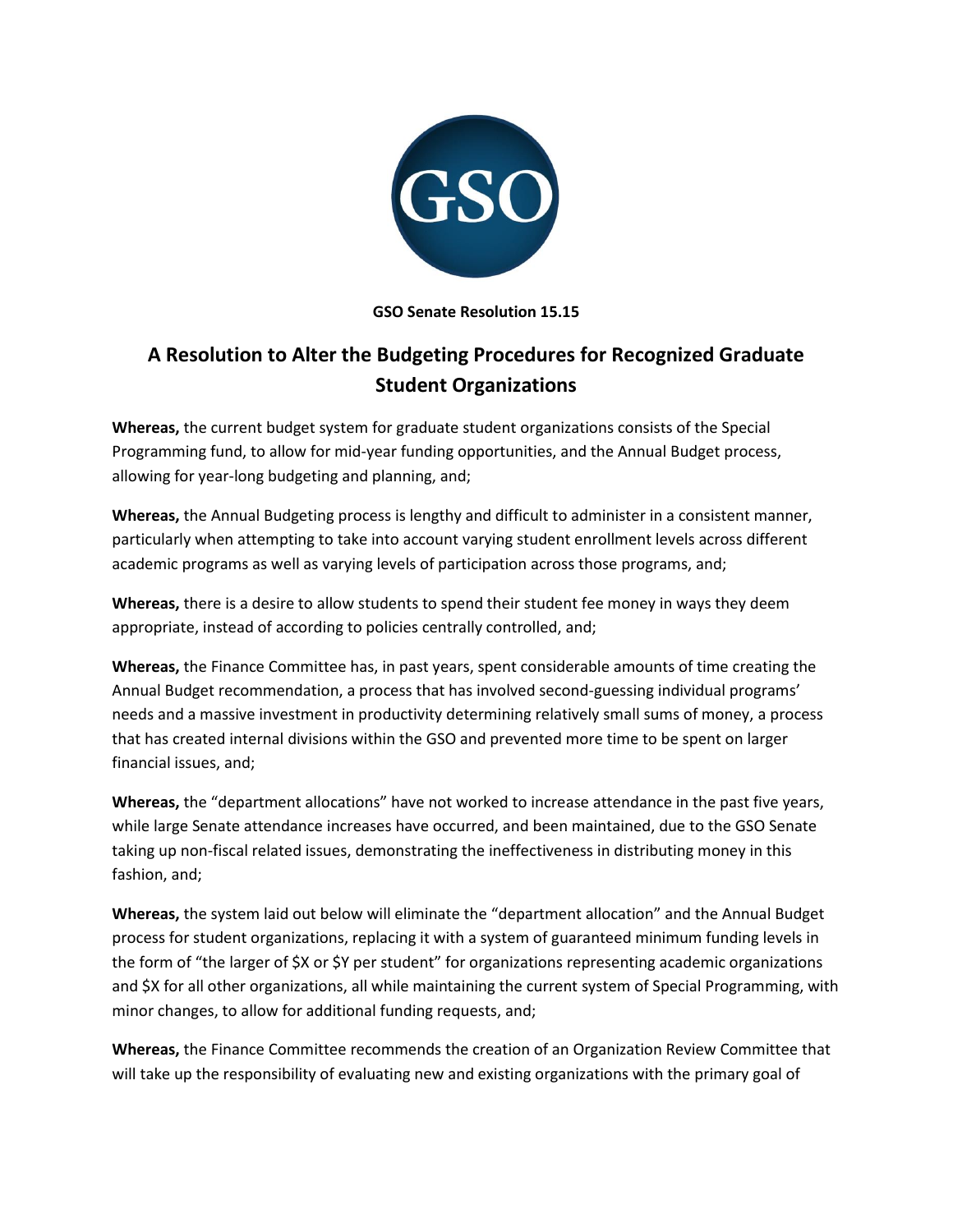**GSO Senate Resolution 15.15**

# A Resolution to Alter the Budgeting Procedures for Recognized Graduate Student Organizations

**Whereas,** the current budget system for graduate student organizations consists of the Special Programming fund, to allow for mid-year funding opportunities, and the Annual Budget process, allowing for year-long budgeting and planning, and;

**Whereas,** the Annual Budgeting process is lengthy and difficult to administer in a consistent manner, particularly when attempting to take into account varying student enrollment levels across different academic programs as well as varying levels of participation across those programs, and;

**Whereas,** there is a desire to allow students to spend their student fee money in ways they deem appropriate, instead of according to policies centrally controlled, and;

**Whereas,** the Finance Committee has, in past years, spent considerable amounts of time creating the Annual Budget recommendation, a process that has involved second-guessing individual programs' needs and a massive investment in productivity determining relatively small sums of money, a process that has created internal divisions within the GSO and prevented more time to be spent on larger financial issues, and;

**Whereas,** the "department allocations" have not worked to increase attendance in the past five years, while large Senate attendance increases have occurred, and been maintained, due to the GSO Senate taking up non-fiscal related issues, demonstrating the ineffectiveness in distributing money in this fashion, and;

**Whereas,** the system laid out below will eliminate the "department allocation" and the Annual Budget process for student organizations, replacing it with a system of guaranteed minimum funding levels in the form of "the larger of $X or $Y per student" for organizations representing academic organizations and $X for all other organizations, all while maintaining the current system of Special Programming, with minor changes, to allow for additional funding requests, and;

**Whereas,** the Finance Committee recommends the creation of an Organization Review Committee that will take up the responsibility of evaluating new and existing organizations with the primary goal of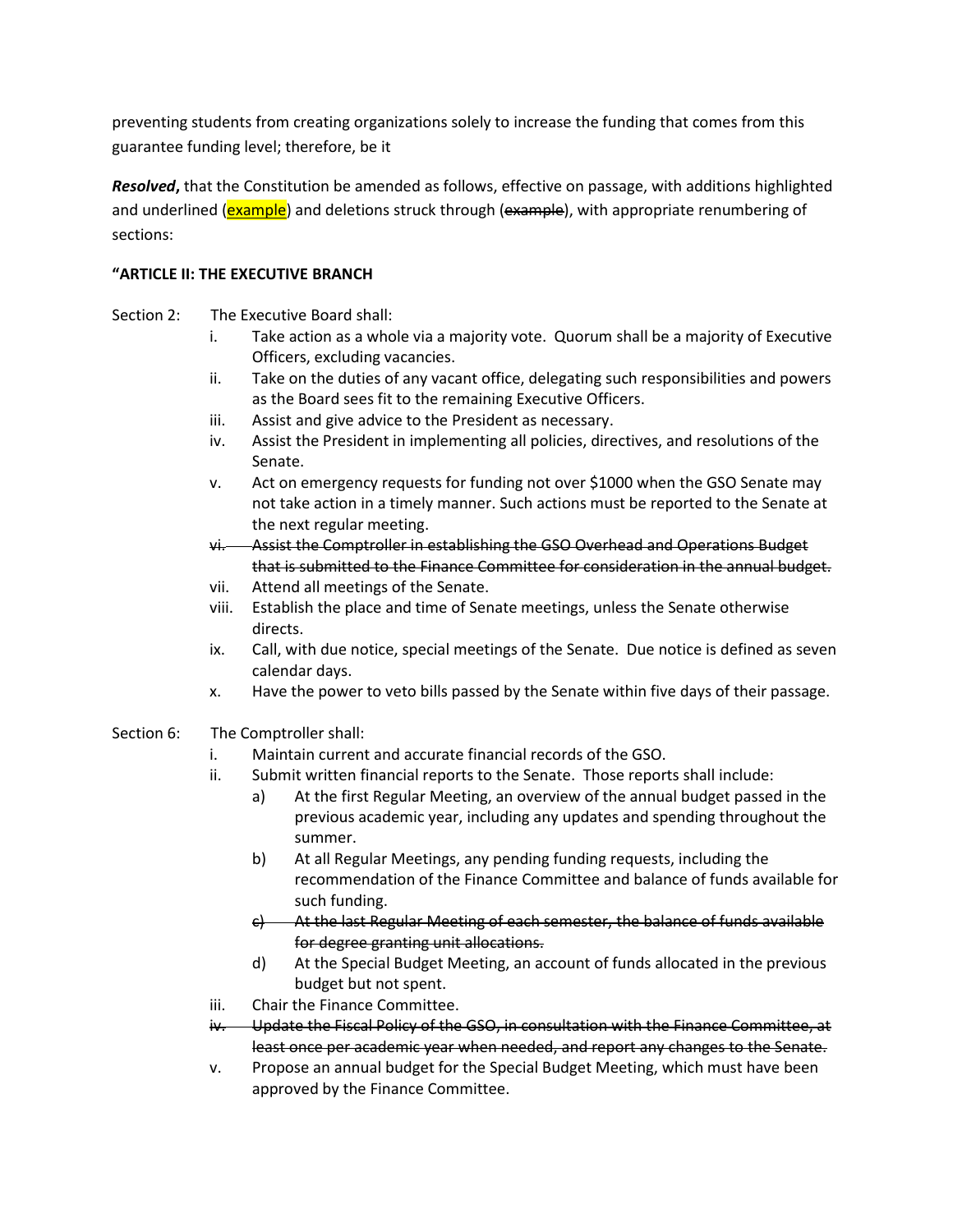preventing students from creating organizations solely to increase the funding that comes from this guarantee funding level; therefore, be it

***Resolved*,** that the Constitution be amended as follows, effective on passage, with additions highlighted and underlined (<u>example</u>) and deletions struck through (~~example~~), with appropriate renumbering of sections:

**"ARTICLE II: THE EXECUTIVE BRANCH**

Section 2: The Executive Board shall:

- i. Take action as a whole via a majority vote. Quorum shall be a majority of Executive Officers, excluding vacancies.
- ii. Take on the duties of any vacant office, delegating such responsibilities and powers as the Board sees fit to the remaining Executive Officers.
- iii. Assist and give advice to the President as necessary.
- iv. Assist the President in implementing all policies, directives, and resolutions of the Senate.
- v. Act on emergency requests for funding not over $1000 when the GSO Senate may not take action in a timely manner. Such actions must be reported to the Senate at the next regular meeting.
- ~~vi. Assist the Comptroller in establishing the GSO Overhead and Operations Budget that is submitted to the Finance Committee for consideration in the annual budget.~~
- vii. Attend all meetings of the Senate.
- viii. Establish the place and time of Senate meetings, unless the Senate otherwise directs.
- ix. Call, with due notice, special meetings of the Senate. Due notice is defined as seven calendar days.
- x. Have the power to veto bills passed by the Senate within five days of their passage.

Section 6: The Comptroller shall:

- i. Maintain current and accurate financial records of the GSO.
- ii. Submit written financial reports to the Senate. Those reports shall include:
  - a) At the first Regular Meeting, an overview of the annual budget passed in the previous academic year, including any updates and spending throughout the summer.
  - b) At all Regular Meetings, any pending funding requests, including the recommendation of the Finance Committee and balance of funds available for such funding.
  - ~~c) At the last Regular Meeting of each semester, the balance of funds available for degree granting unit allocations.~~
  - d) At the Special Budget Meeting, an account of funds allocated in the previous budget but not spent.
- iii. Chair the Finance Committee.
- ~~iv. Update the Fiscal Policy of the GSO, in consultation with the Finance Committee, at least once per academic year when needed, and report any changes to the Senate.~~
- v. Propose an annual budget for the Special Budget Meeting, which must have been approved by the Finance Committee.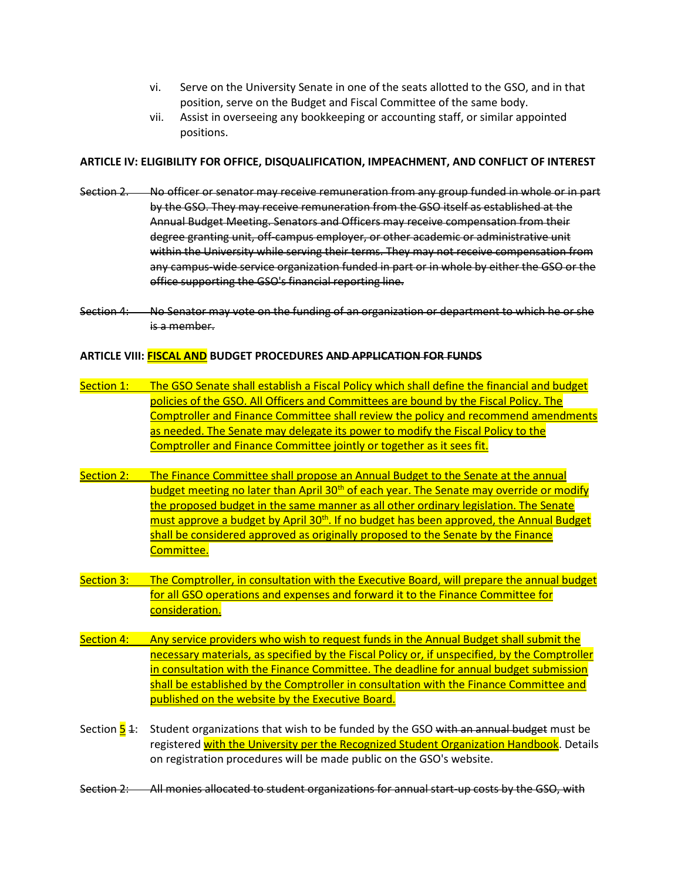vi. Serve on the University Senate in one of the seats allotted to the GSO, and in that position, serve on the Budget and Fiscal Committee of the same body.

vii. Assist in overseeing any bookkeeping or accounting staff, or similar appointed positions.

**ARTICLE IV: ELIGIBILITY FOR OFFICE, DISQUALIFICATION, IMPEACHMENT, AND CONFLICT OF INTEREST**

~~Section 2. No officer or senator may receive remuneration from any group funded in whole or in part by the GSO. They may receive remuneration from the GSO itself as established at the Annual Budget Meeting. Senators and Officers may receive compensation from their degree granting unit, off-campus employer, or other academic or administrative unit within the University while serving their terms. They may not receive compensation from any campus-wide service organization funded in part or in whole by either the GSO or the office supporting the GSO's financial reporting line.~~

~~Section 4: No Senator may vote on the funding of an organization or department to which he or she is a member.~~

**ARTICLE VIII: FISCAL AND BUDGET PROCEDURES ~~AND APPLICATION FOR FUNDS~~**

Section 1: The GSO Senate shall establish a Fiscal Policy which shall define the financial and budget policies of the GSO. All Officers and Committees are bound by the Fiscal Policy. The Comptroller and Finance Committee shall review the policy and recommend amendments as needed. The Senate may delegate its power to modify the Fiscal Policy to the Comptroller and Finance Committee jointly or together as it sees fit.

Section 2: The Finance Committee shall propose an Annual Budget to the Senate at the annual budget meeting no later than April 30th of each year. The Senate may override or modify the proposed budget in the same manner as all other ordinary legislation. The Senate must approve a budget by April 30th. If no budget has been approved, the Annual Budget shall be considered approved as originally proposed to the Senate by the Finance Committee.

Section 3: The Comptroller, in consultation with the Executive Board, will prepare the annual budget for all GSO operations and expenses and forward it to the Finance Committee for consideration.

Section 4: Any service providers who wish to request funds in the Annual Budget shall submit the necessary materials, as specified by the Fiscal Policy or, if unspecified, by the Comptroller in consultation with the Finance Committee. The deadline for annual budget submission shall be established by the Comptroller in consultation with the Finance Committee and published on the website by the Executive Board.

Section 5 ~~1~~: Student organizations that wish to be funded by the GSO ~~with an annual budget~~ must be registered with the University per the Recognized Student Organization Handbook. Details on registration procedures will be made public on the GSO's website.

~~Section 2: All monies allocated to student organizations for annual start-up costs by the GSO, with~~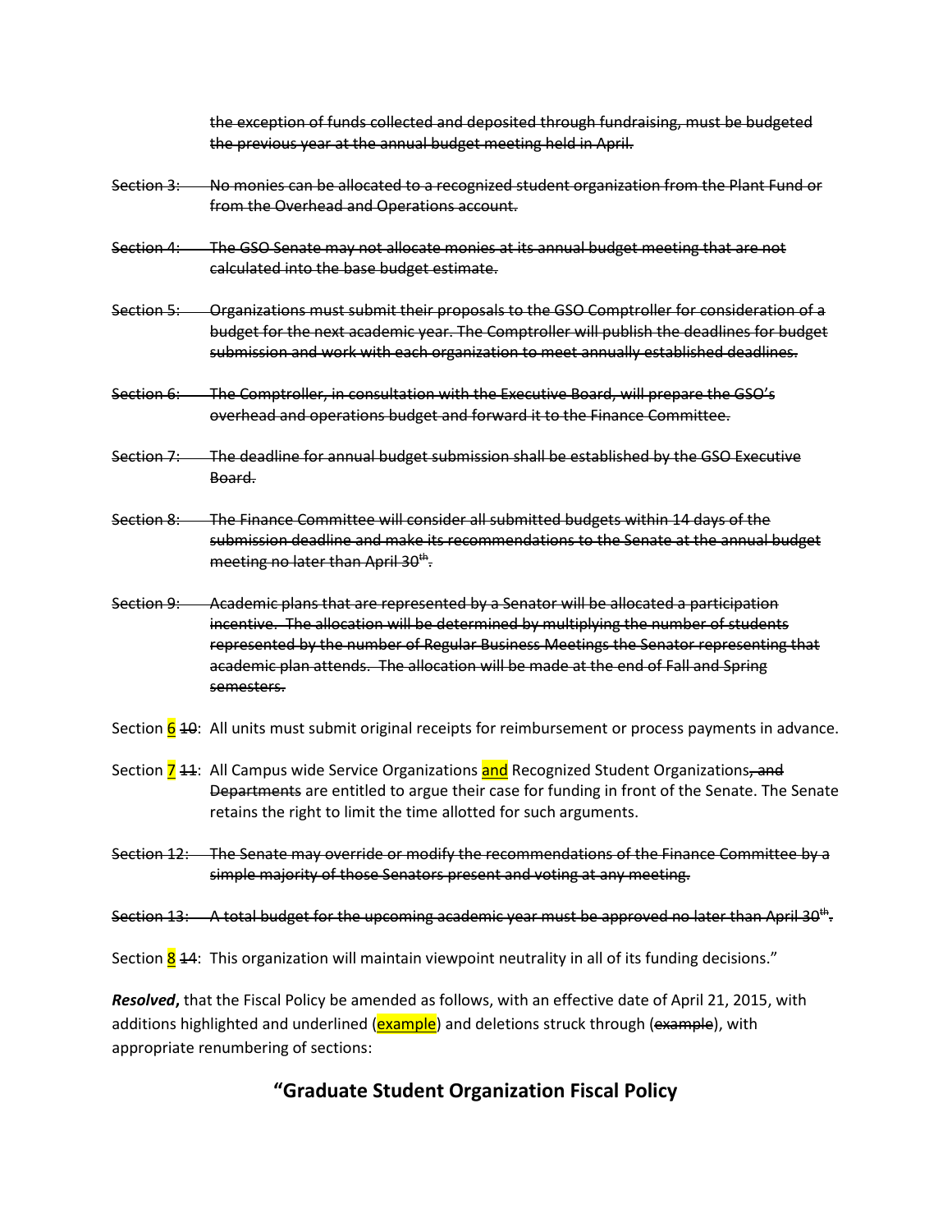~~the exception of funds collected and deposited through fundraising, must be budgeted the previous year at the annual budget meeting held in April.~~

~~Section 3: No monies can be allocated to a recognized student organization from the Plant Fund or from the Overhead and Operations account.~~

~~Section 4: The GSO Senate may not allocate monies at its annual budget meeting that are not calculated into the base budget estimate.~~

~~Section 5: Organizations must submit their proposals to the GSO Comptroller for consideration of a budget for the next academic year. The Comptroller will publish the deadlines for budget submission and work with each organization to meet annually established deadlines.~~

~~Section 6: The Comptroller, in consultation with the Executive Board, will prepare the GSO's overhead and operations budget and forward it to the Finance Committee.~~

~~Section 7: The deadline for annual budget submission shall be established by the GSO Executive Board.~~

~~Section 8: The Finance Committee will consider all submitted budgets within 14 days of the submission deadline and make its recommendations to the Senate at the annual budget meeting no later than April 30th.~~

~~Section 9: Academic plans that are represented by a Senator will be allocated a participation incentive. The allocation will be determined by multiplying the number of students represented by the number of Regular Business Meetings the Senator representing that academic plan attends. The allocation will be made at the end of Fall and Spring semesters.~~

Section <u>6</u> ~~10~~: All units must submit original receipts for reimbursement or process payments in advance.

Section <u>7</u> ~~11~~: All Campus wide Service Organizations <u>and</u> Recognized Student Organizations~~, and Departments~~ are entitled to argue their case for funding in front of the Senate. The Senate retains the right to limit the time allotted for such arguments.

~~Section 12: The Senate may override or modify the recommendations of the Finance Committee by a simple majority of those Senators present and voting at any meeting.~~

~~Section 13: A total budget for the upcoming academic year must be approved no later than April 30th.~~

Section <u>8</u> ~~14~~: This organization will maintain viewpoint neutrality in all of its funding decisions."

***Resolved*****,** that the Fiscal Policy be amended as follows, with an effective date of April 21, 2015, with additions highlighted and underlined (<u>example</u>) and deletions struck through (~~example~~), with appropriate renumbering of sections:

## "Graduate Student Organization Fiscal Policy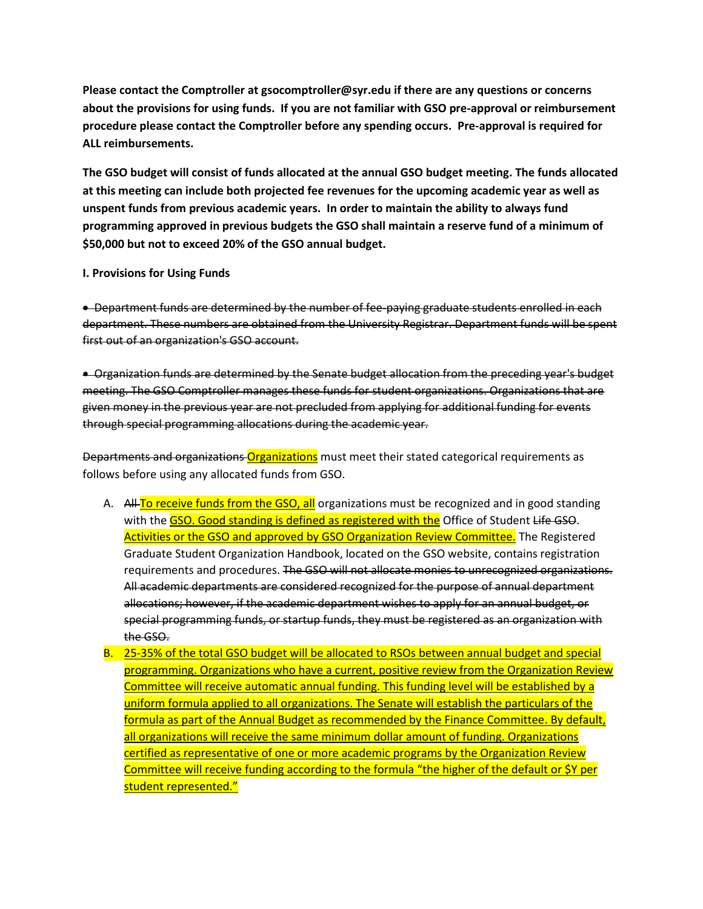**Please contact the Comptroller at gsocomptroller@syr.edu if there are any questions or concerns about the provisions for using funds. If you are not familiar with GSO pre-approval or reimbursement procedure please contact the Comptroller before any spending occurs. Pre-approval is required for ALL reimbursements.**

**The GSO budget will consist of funds allocated at the annual GSO budget meeting. The funds allocated at this meeting can include both projected fee revenues for the upcoming academic year as well as unspent funds from previous academic years. In order to maintain the ability to always fund programming approved in previous budgets the GSO shall maintain a reserve fund of a minimum of $50,000 but not to exceed 20% of the GSO annual budget.**

**I. Provisions for Using Funds**

~~• Department funds are determined by the number of fee-paying graduate students enrolled in each department. These numbers are obtained from the University Registrar. Department funds will be spent first out of an organization's GSO account.~~

~~• Organization funds are determined by the Senate budget allocation from the preceding year's budget meeting. The GSO Comptroller manages these funds for student organizations. Organizations that are given money in the previous year are not precluded from applying for additional funding for events through special programming allocations during the academic year.~~

~~Departments and organizations~~ Organizations must meet their stated categorical requirements as follows before using any allocated funds from GSO.

A. ~~All~~ To receive funds from the GSO, all organizations must be recognized and in good standing with the GSO. Good standing is defined as registered with the Office of Student ~~Life GSO~~. Activities or the GSO and approved by GSO Organization Review Committee. The Registered Graduate Student Organization Handbook, located on the GSO website, contains registration requirements and procedures. ~~The GSO will not allocate monies to unrecognized organizations. All academic departments are considered recognized for the purpose of annual department allocations; however, if the academic department wishes to apply for an annual budget, or special programming funds, or startup funds, they must be registered as an organization with the GSO.~~

B. 25-35% of the total GSO budget will be allocated to RSOs between annual budget and special programming. Organizations who have a current, positive review from the Organization Review Committee will receive automatic annual funding. This funding level will be established by a uniform formula applied to all organizations. The Senate will establish the particulars of the formula as part of the Annual Budget as recommended by the Finance Committee. By default, all organizations will receive the same minimum dollar amount of funding. Organizations certified as representative of one or more academic programs by the Organization Review Committee will receive funding according to the formula "the higher of the default or $Y per student represented."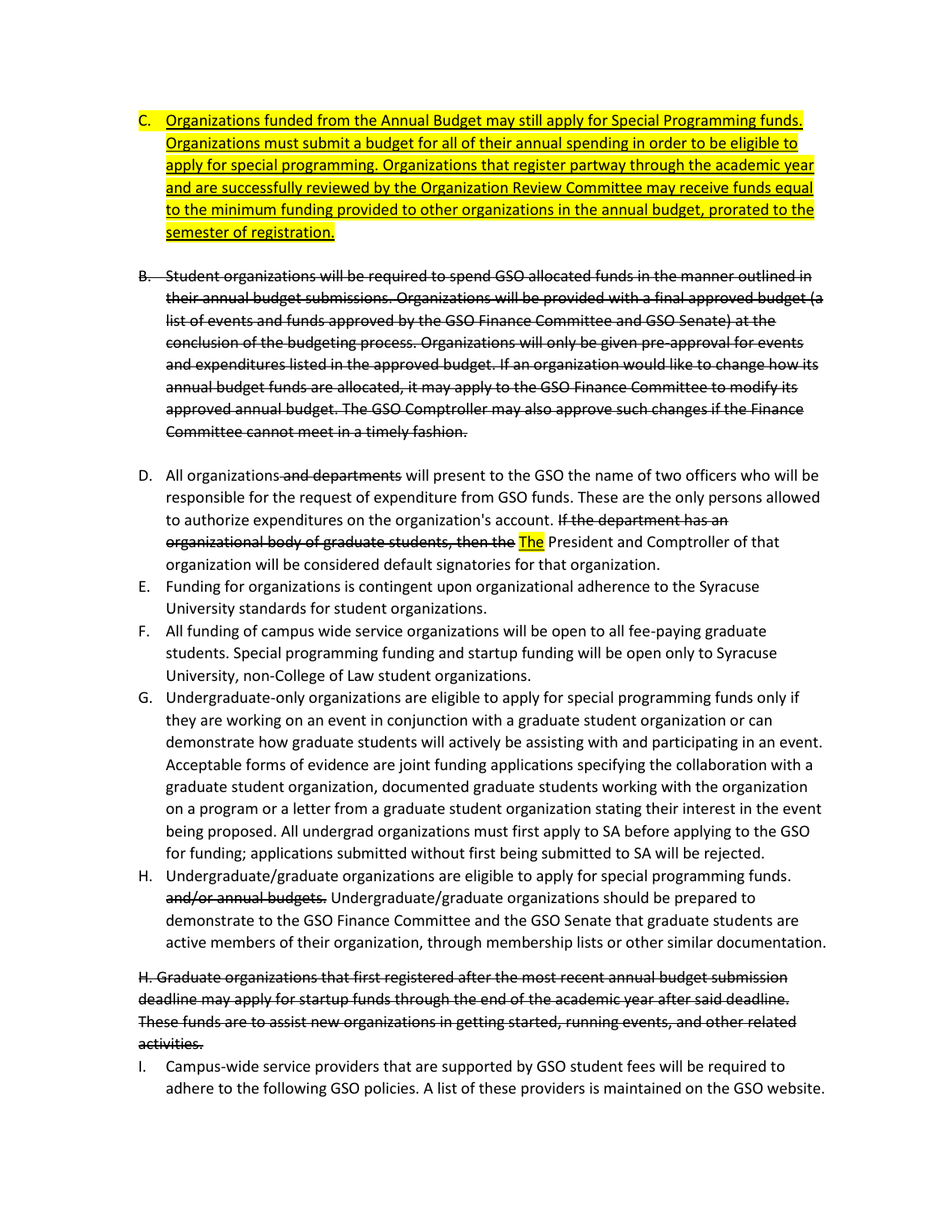C. Organizations funded from the Annual Budget may still apply for Special Programming funds. Organizations must submit a budget for all of their annual spending in order to be eligible to apply for special programming. Organizations that register partway through the academic year and are successfully reviewed by the Organization Review Committee may receive funds equal to the minimum funding provided to other organizations in the annual budget, prorated to the semester of registration.

~~B. Student organizations will be required to spend GSO allocated funds in the manner outlined in their annual budget submissions. Organizations will be provided with a final approved budget (a list of events and funds approved by the GSO Finance Committee and GSO Senate) at the conclusion of the budgeting process. Organizations will only be given pre-approval for events and expenditures listed in the approved budget. If an organization would like to change how its annual budget funds are allocated, it may apply to the GSO Finance Committee to modify its approved annual budget. The GSO Comptroller may also approve such changes if the Finance Committee cannot meet in a timely fashion.~~

D. All organizations ~~and departments~~ will present to the GSO the name of two officers who will be responsible for the request of expenditure from GSO funds. These are the only persons allowed to authorize expenditures on the organization's account. ~~If the department has an organizational body of graduate students, then the~~ The President and Comptroller of that organization will be considered default signatories for that organization.

E. Funding for organizations is contingent upon organizational adherence to the Syracuse University standards for student organizations.

F. All funding of campus wide service organizations will be open to all fee-paying graduate students. Special programming funding and startup funding will be open only to Syracuse University, non-College of Law student organizations.

G. Undergraduate-only organizations are eligible to apply for special programming funds only if they are working on an event in conjunction with a graduate student organization or can demonstrate how graduate students will actively be assisting with and participating in an event. Acceptable forms of evidence are joint funding applications specifying the collaboration with a graduate student organization, documented graduate students working with the organization on a program or a letter from a graduate student organization stating their interest in the event being proposed. All undergrad organizations must first apply to SA before applying to the GSO for funding; applications submitted without first being submitted to SA will be rejected.

H. Undergraduate/graduate organizations are eligible to apply for special programming funds. ~~and/or annual budgets.~~ Undergraduate/graduate organizations should be prepared to demonstrate to the GSO Finance Committee and the GSO Senate that graduate students are active members of their organization, through membership lists or other similar documentation.

~~H. Graduate organizations that first registered after the most recent annual budget submission deadline may apply for startup funds through the end of the academic year after said deadline. These funds are to assist new organizations in getting started, running events, and other related activities.~~

I. Campus-wide service providers that are supported by GSO student fees will be required to adhere to the following GSO policies. A list of these providers is maintained on the GSO website.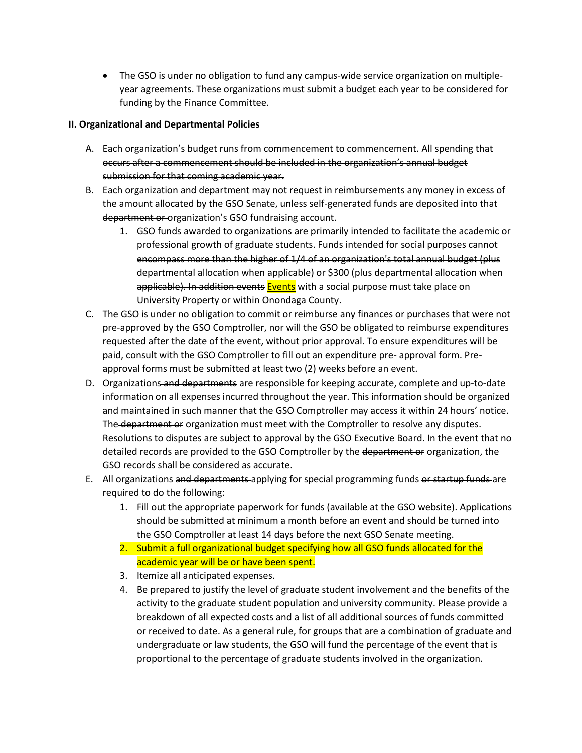- The GSO is under no obligation to fund any campus-wide service organization on multiple-year agreements. These organizations must submit a budget each year to be considered for funding by the Finance Committee.

**II. Organizational ~~and Departmental~~ Policies**

A. Each organization's budget runs from commencement to commencement. ~~All spending that occurs after a commencement should be included in the organization's annual budget submission for that coming academic year.~~
B. Each organization ~~and department~~ may not request in reimbursements any money in excess of the amount allocated by the GSO Senate, unless self-generated funds are deposited into that ~~department or~~ organization's GSO fundraising account.
    1. ~~GSO funds awarded to organizations are primarily intended to facilitate the academic or professional growth of graduate students. Funds intended for social purposes cannot encompass more than the higher of 1/4 of an organization's total annual budget (plus departmental allocation when applicable) or $300 (plus departmental allocation when applicable). In addition events~~ <u>Events</u> with a social purpose must take place on University Property or within Onondaga County.
C. The GSO is under no obligation to commit or reimburse any finances or purchases that were not pre-approved by the GSO Comptroller, nor will the GSO be obligated to reimburse expenditures requested after the date of the event, without prior approval. To ensure expenditures will be paid, consult with the GSO Comptroller to fill out an expenditure pre- approval form. Pre-approval forms must be submitted at least two (2) weeks before an event.
D. Organizations ~~and departments~~ are responsible for keeping accurate, complete and up-to-date information on all expenses incurred throughout the year. This information should be organized and maintained in such manner that the GSO Comptroller may access it within 24 hours' notice. The ~~department or~~ organization must meet with the Comptroller to resolve any disputes. Resolutions to disputes are subject to approval by the GSO Executive Board. In the event that no detailed records are provided to the GSO Comptroller by the ~~department or~~ organization, the GSO records shall be considered as accurate.
E. All organizations ~~and departments~~ applying for special programming funds ~~or startup funds~~ are required to do the following:
    1. Fill out the appropriate paperwork for funds (available at the GSO website). Applications should be submitted at minimum a month before an event and should be turned into the GSO Comptroller at least 14 days before the next GSO Senate meeting.
    2. <u>Submit a full organizational budget specifying how all GSO funds allocated for the academic year will be or have been spent.</u>
    3. Itemize all anticipated expenses.
    4. Be prepared to justify the level of graduate student involvement and the benefits of the activity to the graduate student population and university community. Please provide a breakdown of all expected costs and a list of all additional sources of funds committed or received to date. As a general rule, for groups that are a combination of graduate and undergraduate or law students, the GSO will fund the percentage of the event that is proportional to the percentage of graduate students involved in the organization.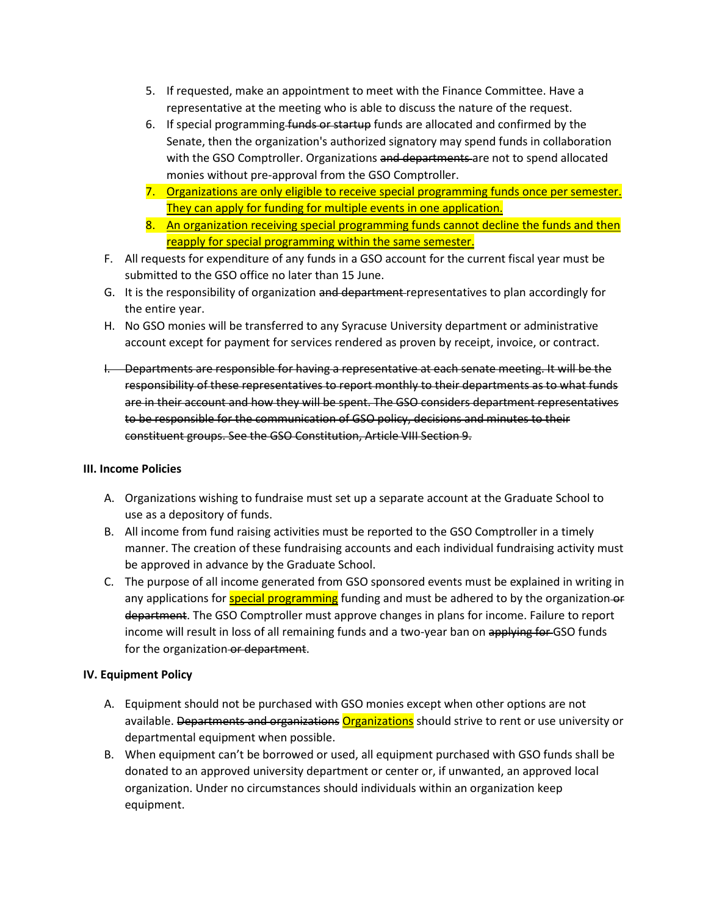5. If requested, make an appointment to meet with the Finance Committee. Have a representative at the meeting who is able to discuss the nature of the request.
6. If special programming ~~funds or startup~~ funds are allocated and confirmed by the Senate, then the organization's authorized signatory may spend funds in collaboration with the GSO Comptroller. Organizations ~~and departments~~ are not to spend allocated monies without pre-approval from the GSO Comptroller.
7. <u>Organizations are only eligible to receive special programming funds once per semester. They can apply for funding for multiple events in one application.</u>
8. <u>An organization receiving special programming funds cannot decline the funds and then reapply for special programming within the same semester.</u>

F. All requests for expenditure of any funds in a GSO account for the current fiscal year must be submitted to the GSO office no later than 15 June.

G. It is the responsibility of organization ~~and department~~ representatives to plan accordingly for the entire year.

H. No GSO monies will be transferred to any Syracuse University department or administrative account except for payment for services rendered as proven by receipt, invoice, or contract.

~~I. Departments are responsible for having a representative at each senate meeting. It will be the responsibility of these representatives to report monthly to their departments as to what funds are in their account and how they will be spent. The GSO considers department representatives to be responsible for the communication of GSO policy, decisions and minutes to their constituent groups. See the GSO Constitution, Article VIII Section 9.~~

**III. Income Policies**

A. Organizations wishing to fundraise must set up a separate account at the Graduate School to use as a depository of funds.

B. All income from fund raising activities must be reported to the GSO Comptroller in a timely manner. The creation of these fundraising accounts and each individual fundraising activity must be approved in advance by the Graduate School.

C. The purpose of all income generated from GSO sponsored events must be explained in writing in any applications for <u>special programming</u> funding and must be adhered to by the organization ~~or department~~. The GSO Comptroller must approve changes in plans for income. Failure to report income will result in loss of all remaining funds and a two-year ban on ~~applying for~~ GSO funds for the organization ~~or department~~.

**IV. Equipment Policy**

A. Equipment should not be purchased with GSO monies except when other options are not available. ~~Departments and organizations~~ <u>Organizations</u> should strive to rent or use university or departmental equipment when possible.

B. When equipment can't be borrowed or used, all equipment purchased with GSO funds shall be donated to an approved university department or center or, if unwanted, an approved local organization. Under no circumstances should individuals within an organization keep equipment.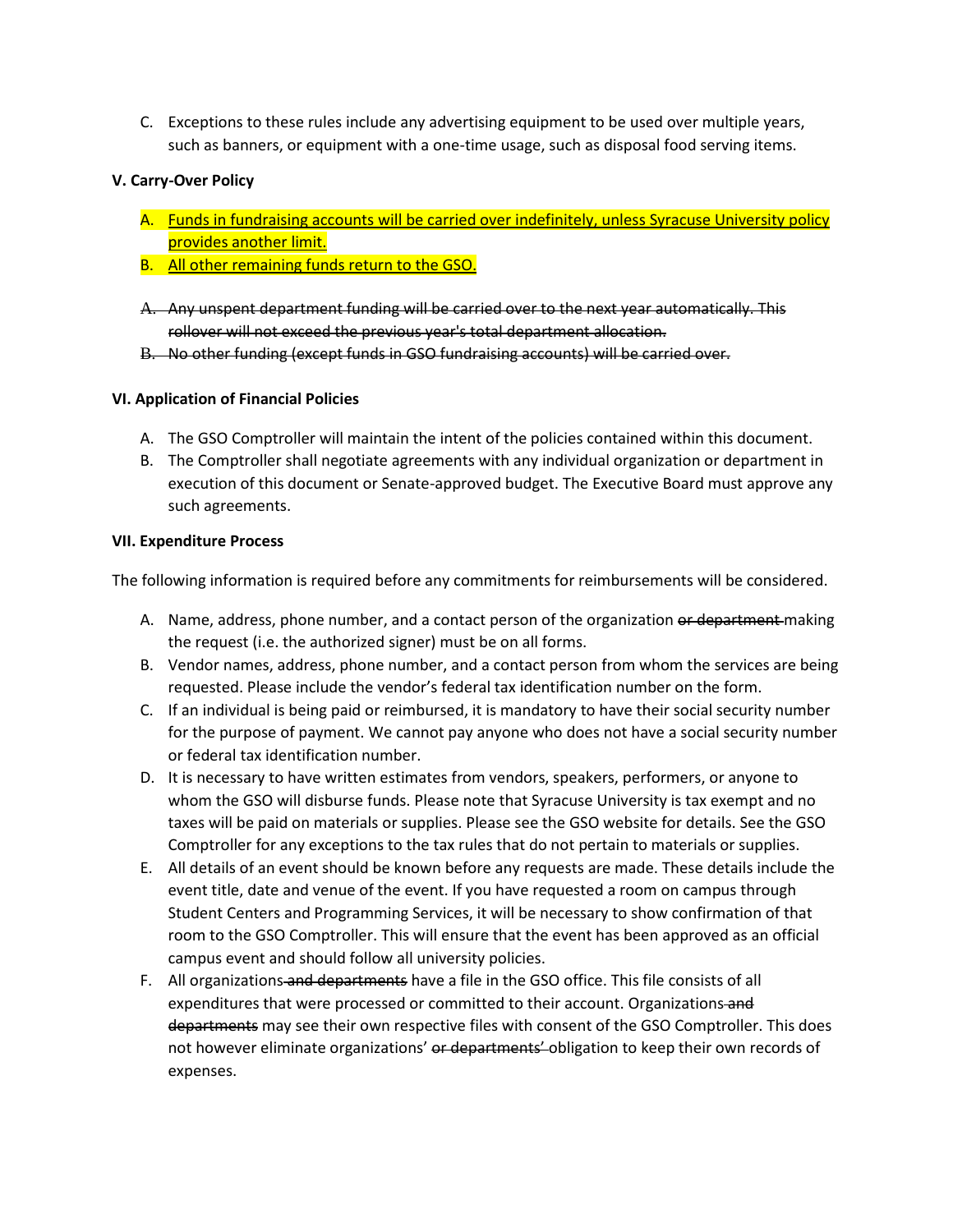C. Exceptions to these rules include any advertising equipment to be used over multiple years, such as banners, or equipment with a one-time usage, such as disposal food serving items.

**V. Carry-Over Policy**

A. <u>Funds in fundraising accounts will be carried over indefinitely, unless Syracuse University policy provides another limit.</u>
B. <u>All other remaining funds return to the GSO.</u>

~~A. Any unspent department funding will be carried over to the next year automatically. This rollover will not exceed the previous year's total department allocation.~~
~~B. No other funding (except funds in GSO fundraising accounts) will be carried over.~~

**VI. Application of Financial Policies**

A. The GSO Comptroller will maintain the intent of the policies contained within this document.
B. The Comptroller shall negotiate agreements with any individual organization or department in execution of this document or Senate-approved budget. The Executive Board must approve any such agreements.

**VII. Expenditure Process**

The following information is required before any commitments for reimbursements will be considered.

A. Name, address, phone number, and a contact person of the organization ~~or department~~ making the request (i.e. the authorized signer) must be on all forms.
B. Vendor names, address, phone number, and a contact person from whom the services are being requested. Please include the vendor's federal tax identification number on the form.
C. If an individual is being paid or reimbursed, it is mandatory to have their social security number for the purpose of payment. We cannot pay anyone who does not have a social security number or federal tax identification number.
D. It is necessary to have written estimates from vendors, speakers, performers, or anyone to whom the GSO will disburse funds. Please note that Syracuse University is tax exempt and no taxes will be paid on materials or supplies. Please see the GSO website for details. See the GSO Comptroller for any exceptions to the tax rules that do not pertain to materials or supplies.
E. All details of an event should be known before any requests are made. These details include the event title, date and venue of the event. If you have requested a room on campus through Student Centers and Programming Services, it will be necessary to show confirmation of that room to the GSO Comptroller. This will ensure that the event has been approved as an official campus event and should follow all university policies.
F. All organizations ~~and departments~~ have a file in the GSO office. This file consists of all expenditures that were processed or committed to their account. Organizations ~~and departments~~ may see their own respective files with consent of the GSO Comptroller. This does not however eliminate organizations' ~~or departments'~~ obligation to keep their own records of expenses.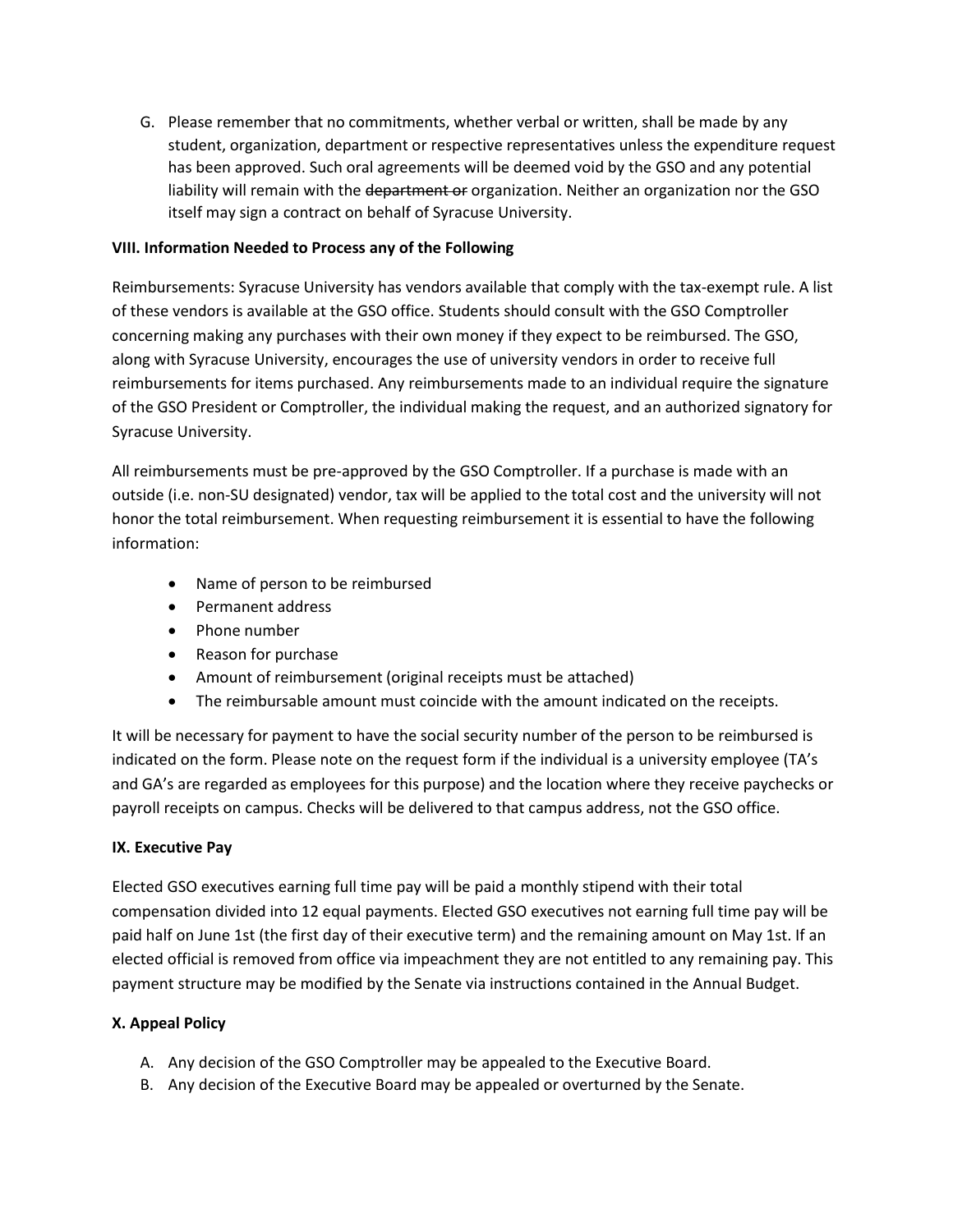G. Please remember that no commitments, whether verbal or written, shall be made by any student, organization, department or respective representatives unless the expenditure request has been approved. Such oral agreements will be deemed void by the GSO and any potential liability will remain with the ~~department or~~ organization. Neither an organization nor the GSO itself may sign a contract on behalf of Syracuse University.

**VIII. Information Needed to Process any of the Following**

Reimbursements: Syracuse University has vendors available that comply with the tax-exempt rule. A list of these vendors is available at the GSO office. Students should consult with the GSO Comptroller concerning making any purchases with their own money if they expect to be reimbursed. The GSO, along with Syracuse University, encourages the use of university vendors in order to receive full reimbursements for items purchased. Any reimbursements made to an individual require the signature of the GSO President or Comptroller, the individual making the request, and an authorized signatory for Syracuse University.

All reimbursements must be pre-approved by the GSO Comptroller. If a purchase is made with an outside (i.e. non-SU designated) vendor, tax will be applied to the total cost and the university will not honor the total reimbursement. When requesting reimbursement it is essential to have the following information:

- Name of person to be reimbursed
- Permanent address
- Phone number
- Reason for purchase
- Amount of reimbursement (original receipts must be attached)
- The reimbursable amount must coincide with the amount indicated on the receipts.

It will be necessary for payment to have the social security number of the person to be reimbursed is indicated on the form. Please note on the request form if the individual is a university employee (TA's and GA's are regarded as employees for this purpose) and the location where they receive paychecks or payroll receipts on campus. Checks will be delivered to that campus address, not the GSO office.

**IX. Executive Pay**

Elected GSO executives earning full time pay will be paid a monthly stipend with their total compensation divided into 12 equal payments. Elected GSO executives not earning full time pay will be paid half on June 1st (the first day of their executive term) and the remaining amount on May 1st. If an elected official is removed from office via impeachment they are not entitled to any remaining pay. This payment structure may be modified by the Senate via instructions contained in the Annual Budget.

**X. Appeal Policy**

A. Any decision of the GSO Comptroller may be appealed to the Executive Board.
B. Any decision of the Executive Board may be appealed or overturned by the Senate.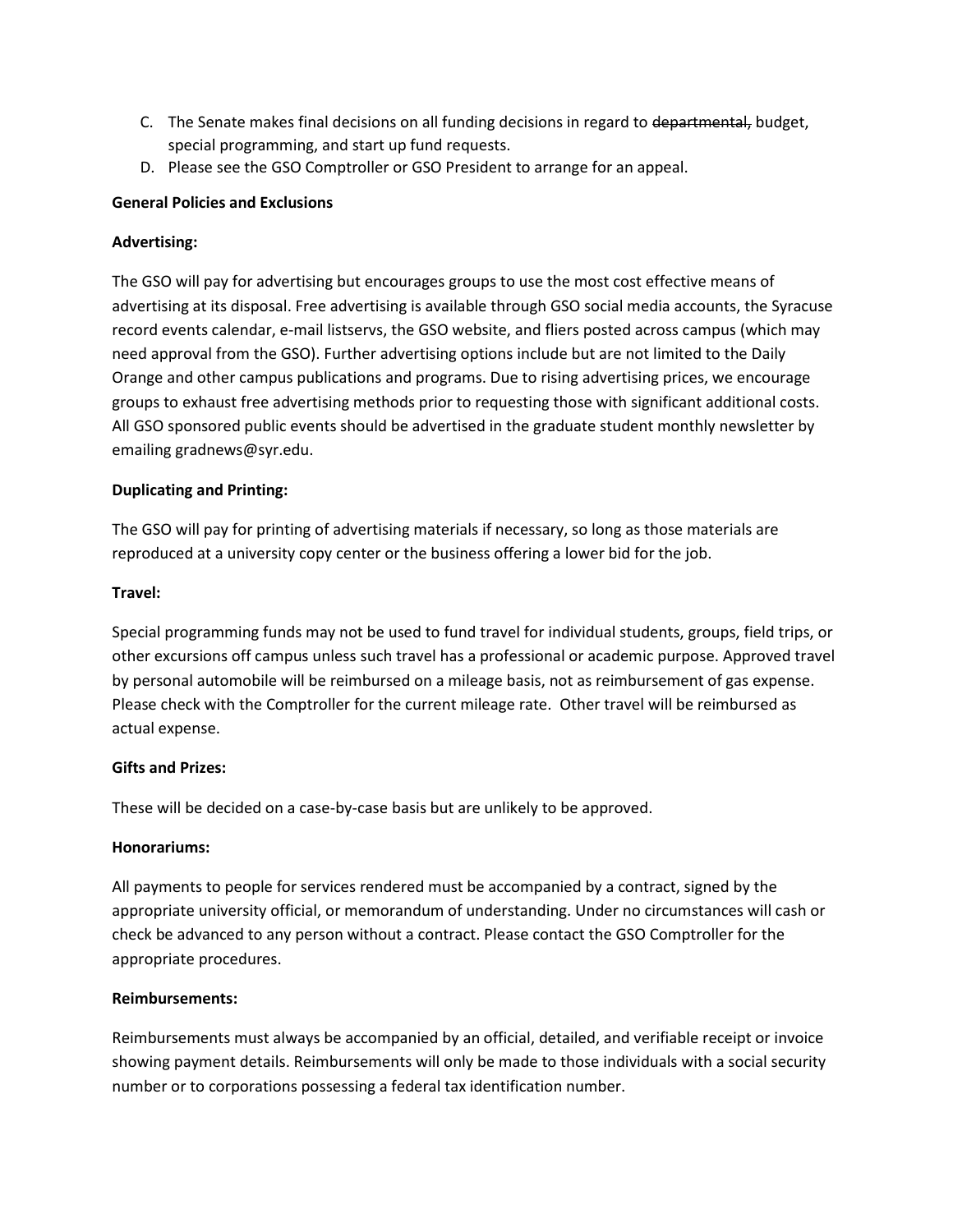C. The Senate makes final decisions on all funding decisions in regard to ~~departmental,~~ budget, special programming, and start up fund requests.
D. Please see the GSO Comptroller or GSO President to arrange for an appeal.

**General Policies and Exclusions**

**Advertising:**

The GSO will pay for advertising but encourages groups to use the most cost effective means of advertising at its disposal. Free advertising is available through GSO social media accounts, the Syracuse record events calendar, e-mail listservs, the GSO website, and fliers posted across campus (which may need approval from the GSO). Further advertising options include but are not limited to the Daily Orange and other campus publications and programs. Due to rising advertising prices, we encourage groups to exhaust free advertising methods prior to requesting those with significant additional costs. All GSO sponsored public events should be advertised in the graduate student monthly newsletter by emailing gradnews@syr.edu.

**Duplicating and Printing:**

The GSO will pay for printing of advertising materials if necessary, so long as those materials are reproduced at a university copy center or the business offering a lower bid for the job.

**Travel:**

Special programming funds may not be used to fund travel for individual students, groups, field trips, or other excursions off campus unless such travel has a professional or academic purpose. Approved travel by personal automobile will be reimbursed on a mileage basis, not as reimbursement of gas expense. Please check with the Comptroller for the current mileage rate. Other travel will be reimbursed as actual expense.

**Gifts and Prizes:**

These will be decided on a case-by-case basis but are unlikely to be approved.

**Honorariums:**

All payments to people for services rendered must be accompanied by a contract, signed by the appropriate university official, or memorandum of understanding. Under no circumstances will cash or check be advanced to any person without a contract. Please contact the GSO Comptroller for the appropriate procedures.

**Reimbursements:**

Reimbursements must always be accompanied by an official, detailed, and verifiable receipt or invoice showing payment details. Reimbursements will only be made to those individuals with a social security number or to corporations possessing a federal tax identification number.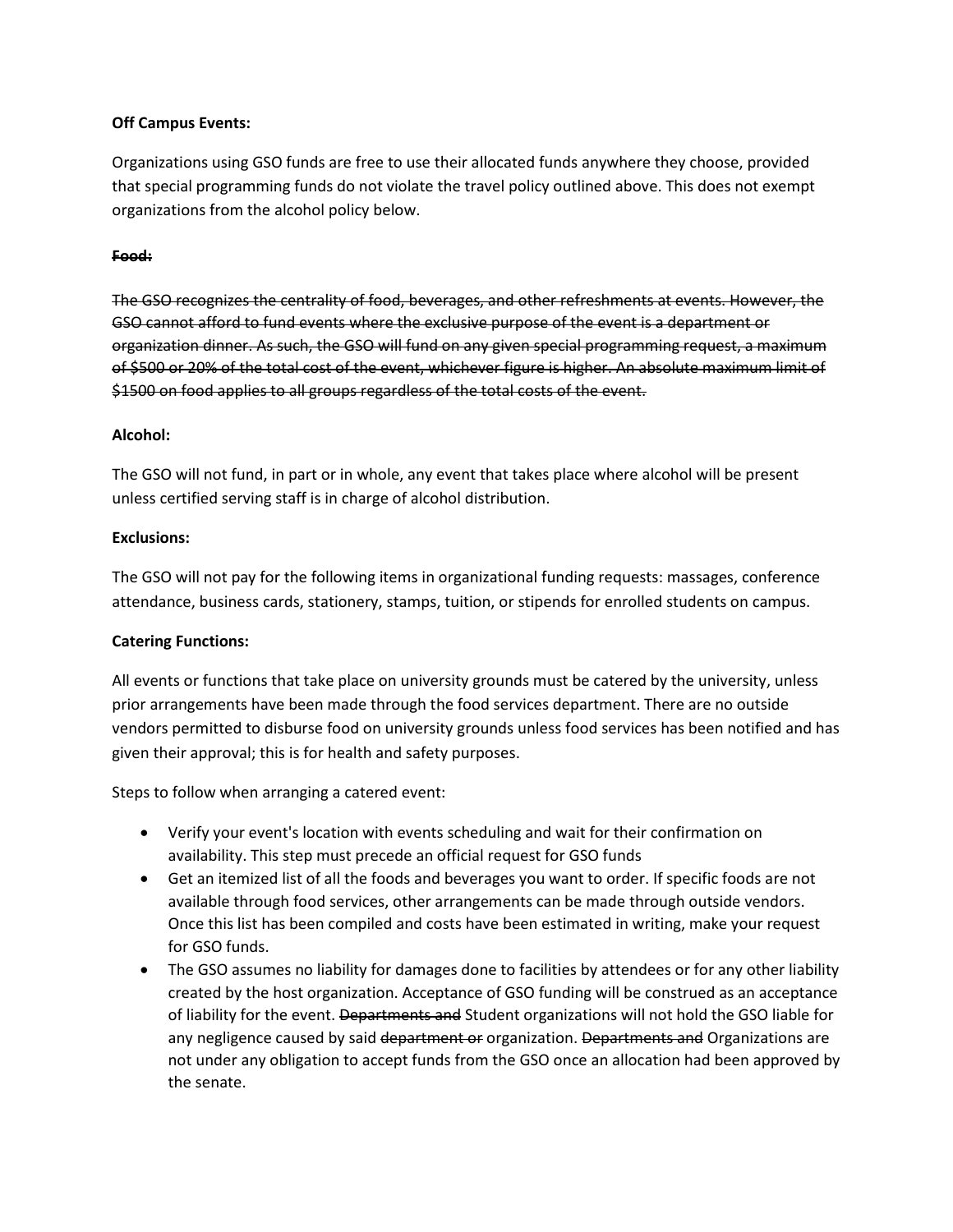**Off Campus Events:**

Organizations using GSO funds are free to use their allocated funds anywhere they choose, provided that special programming funds do not violate the travel policy outlined above. This does not exempt organizations from the alcohol policy below.

~~**Food:**~~

~~The GSO recognizes the centrality of food, beverages, and other refreshments at events. However, the GSO cannot afford to fund events where the exclusive purpose of the event is a department or organization dinner. As such, the GSO will fund on any given special programming request, a maximum of $500 or 20% of the total cost of the event, whichever figure is higher. An absolute maximum limit of $1500 on food applies to all groups regardless of the total costs of the event.~~

**Alcohol:**

The GSO will not fund, in part or in whole, any event that takes place where alcohol will be present unless certified serving staff is in charge of alcohol distribution.

**Exclusions:**

The GSO will not pay for the following items in organizational funding requests: massages, conference attendance, business cards, stationery, stamps, tuition, or stipends for enrolled students on campus.

**Catering Functions:**

All events or functions that take place on university grounds must be catered by the university, unless prior arrangements have been made through the food services department. There are no outside vendors permitted to disburse food on university grounds unless food services has been notified and has given their approval; this is for health and safety purposes.

Steps to follow when arranging a catered event:

- Verify your event's location with events scheduling and wait for their confirmation on availability. This step must precede an official request for GSO funds
- Get an itemized list of all the foods and beverages you want to order. If specific foods are not available through food services, other arrangements can be made through outside vendors. Once this list has been compiled and costs have been estimated in writing, make your request for GSO funds.
- The GSO assumes no liability for damages done to facilities by attendees or for any other liability created by the host organization. Acceptance of GSO funding will be construed as an acceptance of liability for the event. ~~Departments and~~ Student organizations will not hold the GSO liable for any negligence caused by said ~~department or~~ organization. ~~Departments and~~ Organizations are not under any obligation to accept funds from the GSO once an allocation had been approved by the senate.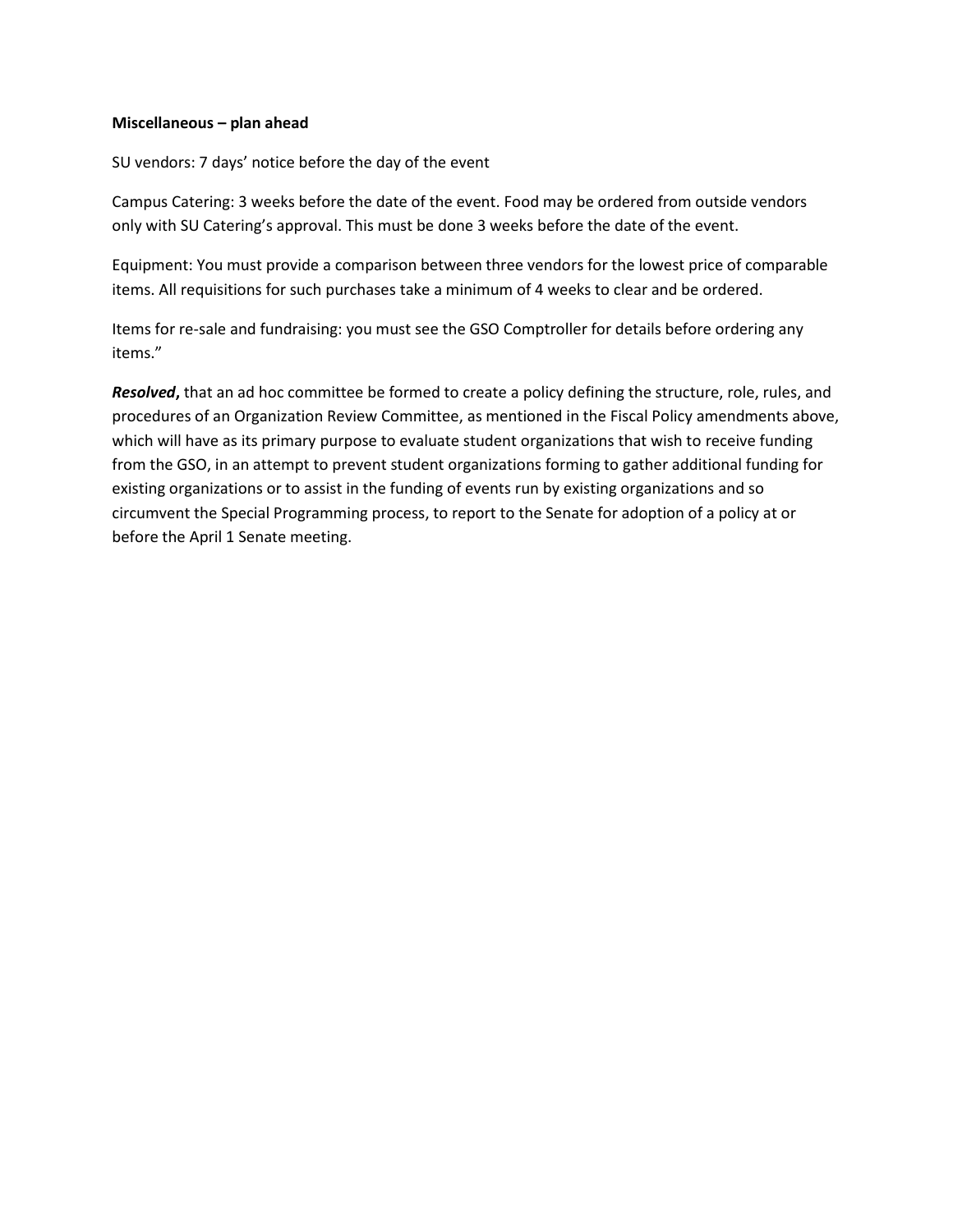**Miscellaneous – plan ahead**

SU vendors: 7 days' notice before the day of the event

Campus Catering: 3 weeks before the date of the event. Food may be ordered from outside vendors only with SU Catering's approval. This must be done 3 weeks before the date of the event.

Equipment: You must provide a comparison between three vendors for the lowest price of comparable items. All requisitions for such purchases take a minimum of 4 weeks to clear and be ordered.

Items for re-sale and fundraising: you must see the GSO Comptroller for details before ordering any items."

***Resolved*****,** that an ad hoc committee be formed to create a policy defining the structure, role, rules, and procedures of an Organization Review Committee, as mentioned in the Fiscal Policy amendments above, which will have as its primary purpose to evaluate student organizations that wish to receive funding from the GSO, in an attempt to prevent student organizations forming to gather additional funding for existing organizations or to assist in the funding of events run by existing organizations and so circumvent the Special Programming process, to report to the Senate for adoption of a policy at or before the April 1 Senate meeting.